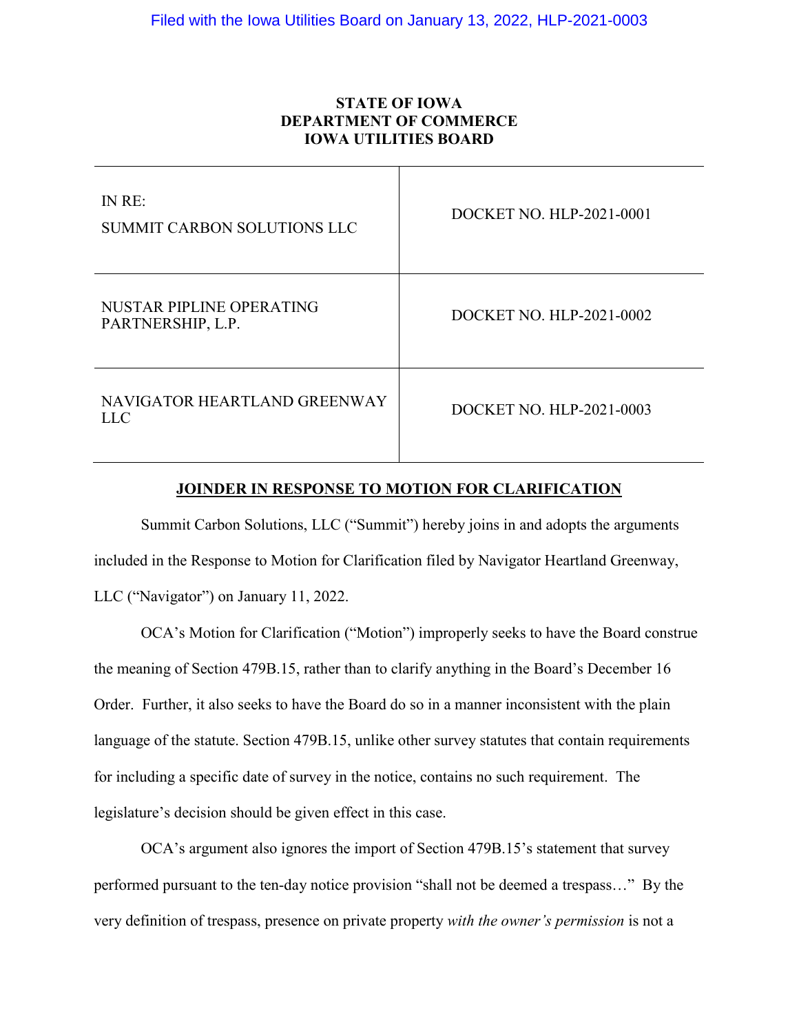Filed with the Iowa Utilities Board on January 13, 2022, HLP-2021-0003

**STATE OF IOWA**
**DEPARTMENT OF COMMERCE**
**IOWA UTILITIES BOARD**

| | |
|---|---|
| IN RE:<br>SUMMIT CARBON SOLUTIONS LLC | DOCKET NO. HLP-2021-0001 |
| NUSTAR PIPLINE OPERATING PARTNERSHIP, L.P. | DOCKET NO. HLP-2021-0002 |
| NAVIGATOR HEARTLAND GREENWAY LLC | DOCKET NO. HLP-2021-0003 |

**JOINDER IN RESPONSE TO MOTION FOR CLARIFICATION**

Summit Carbon Solutions, LLC ("Summit") hereby joins in and adopts the arguments included in the Response to Motion for Clarification filed by Navigator Heartland Greenway, LLC ("Navigator") on January 11, 2022.

OCA's Motion for Clarification ("Motion") improperly seeks to have the Board construe the meaning of Section 479B.15, rather than to clarify anything in the Board's December 16 Order. Further, it also seeks to have the Board do so in a manner inconsistent with the plain language of the statute. Section 479B.15, unlike other survey statutes that contain requirements for including a specific date of survey in the notice, contains no such requirement. The legislature's decision should be given effect in this case.

OCA's argument also ignores the import of Section 479B.15's statement that survey performed pursuant to the ten-day notice provision "shall not be deemed a trespass…" By the very definition of trespass, presence on private property *with the owner's permission* is not a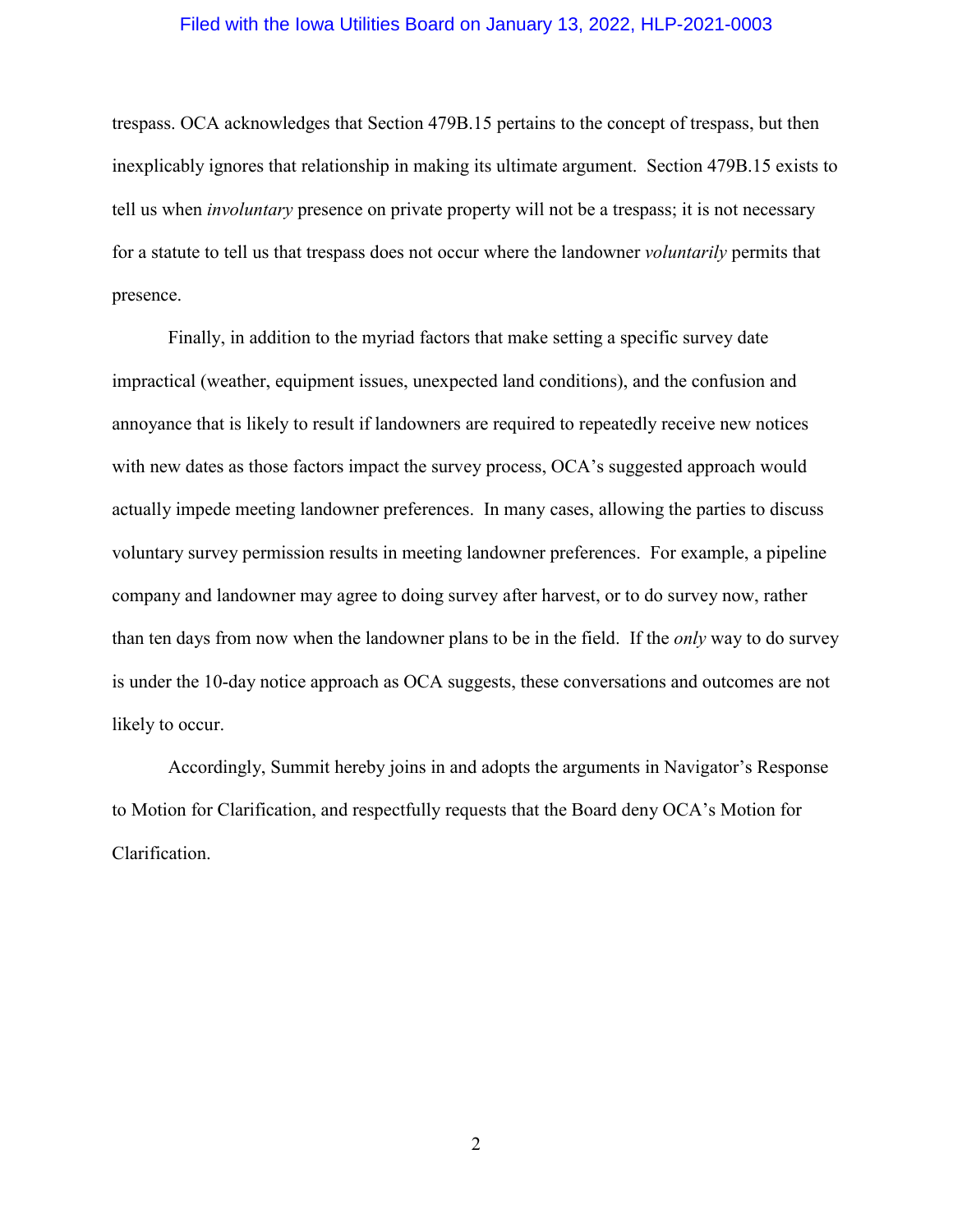trespass. OCA acknowledges that Section 479B.15 pertains to the concept of trespass, but then inexplicably ignores that relationship in making its ultimate argument. Section 479B.15 exists to tell us when *involuntary* presence on private property will not be a trespass; it is not necessary for a statute to tell us that trespass does not occur where the landowner *voluntarily* permits that presence.

Finally, in addition to the myriad factors that make setting a specific survey date impractical (weather, equipment issues, unexpected land conditions), and the confusion and annoyance that is likely to result if landowners are required to repeatedly receive new notices with new dates as those factors impact the survey process, OCA's suggested approach would actually impede meeting landowner preferences. In many cases, allowing the parties to discuss voluntary survey permission results in meeting landowner preferences. For example, a pipeline company and landowner may agree to doing survey after harvest, or to do survey now, rather than ten days from now when the landowner plans to be in the field. If the *only* way to do survey is under the 10-day notice approach as OCA suggests, these conversations and outcomes are not likely to occur.

Accordingly, Summit hereby joins in and adopts the arguments in Navigator's Response to Motion for Clarification, and respectfully requests that the Board deny OCA's Motion for Clarification.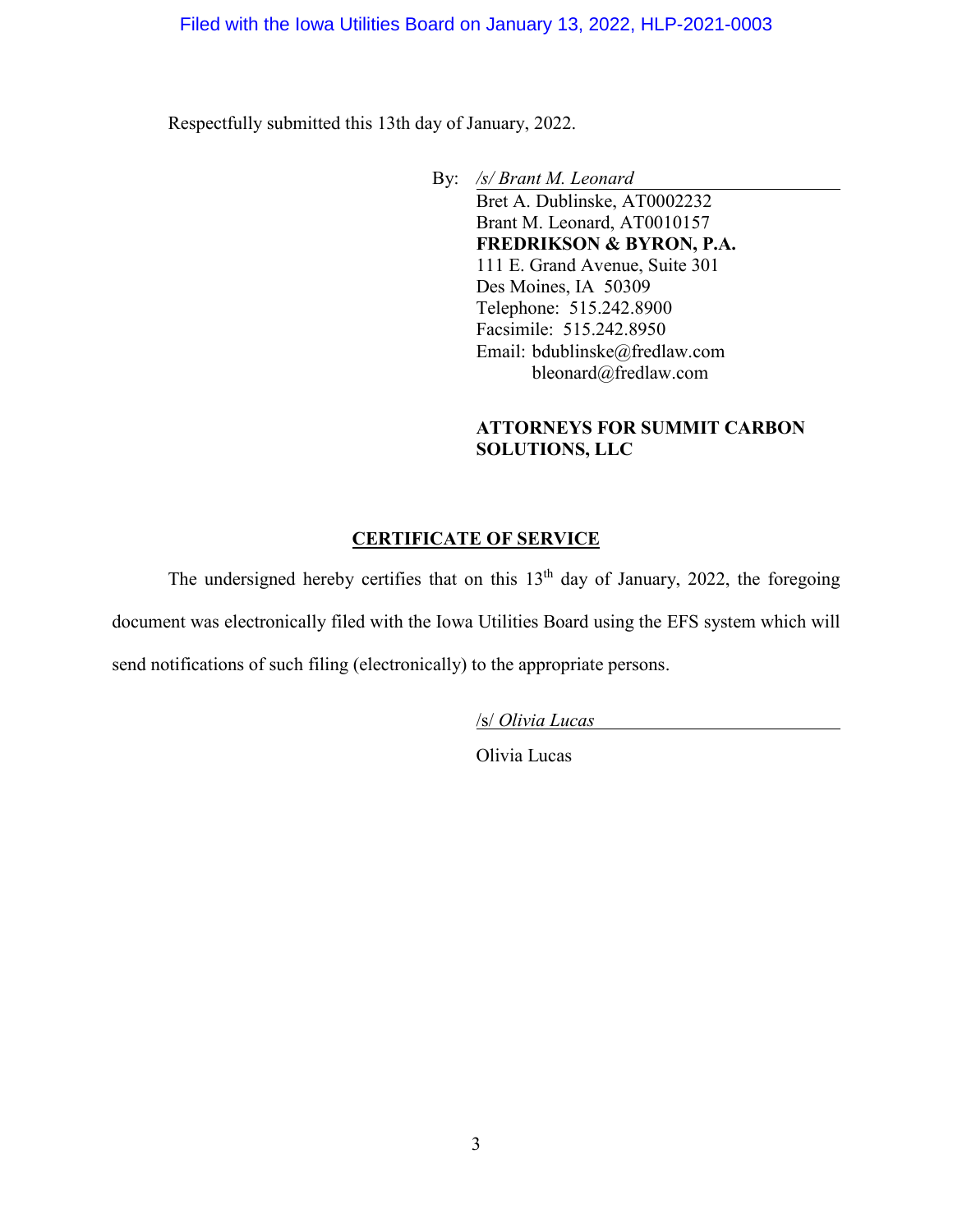Respectfully submitted this 13th day of January, 2022.

By: */s/ Brant M. Leonard*
Bret A. Dublinske, AT0002232
Brant M. Leonard, AT0010157
**FREDRIKSON & BYRON, P.A.**
111 E. Grand Avenue, Suite 301
Des Moines, IA 50309
Telephone: 515.242.8900
Facsimile: 515.242.8950
Email: bdublinske@fredlaw.com
bleonard@fredlaw.com

**ATTORNEYS FOR SUMMIT CARBON SOLUTIONS, LLC**

## CERTIFICATE OF SERVICE

The undersigned hereby certifies that on this 13th day of January, 2022, the foregoing document was electronically filed with the Iowa Utilities Board using the EFS system which will send notifications of such filing (electronically) to the appropriate persons.

/s/ *Olivia Lucas*

Olivia Lucas